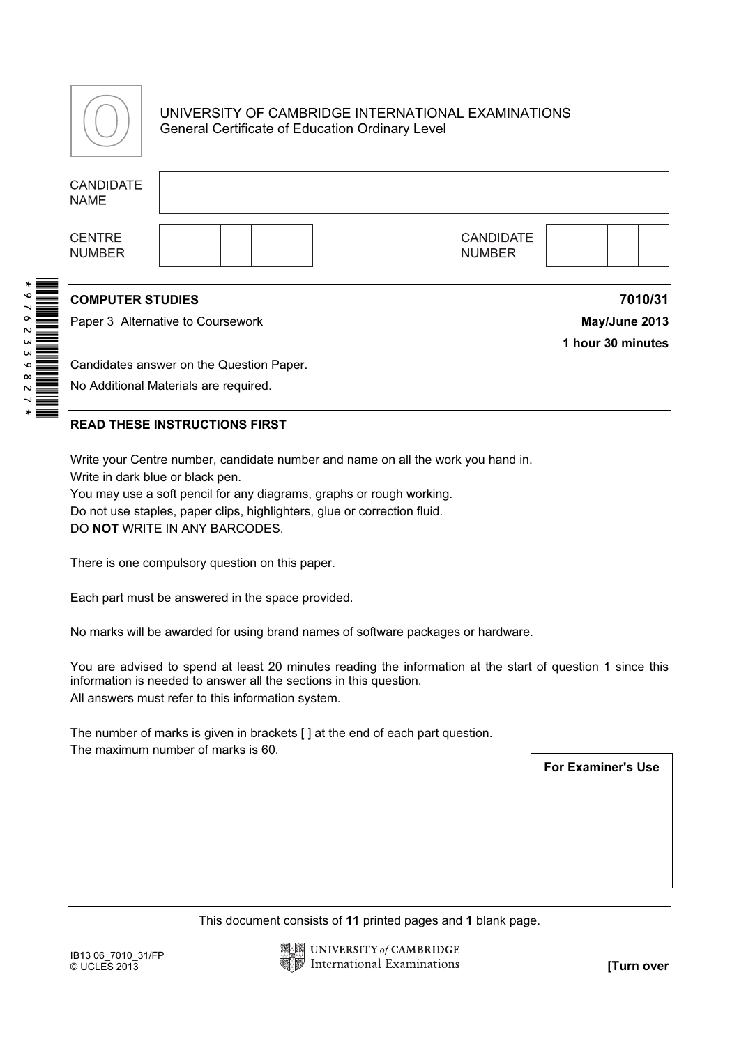UNIVERSITY OF CAMBRIDGE INTERNATIONAL EXAMINATIONS
General Certificate of Education Ordinary Level

| CANDIDATE NAME | |
|---|---|

| CENTRE NUMBER | | | | | | CANDIDATE NUMBER | | | | |
|---|---|---|---|---|---|---|---|---|---|---|

\* 9 7 6 2 3 3 9 8 2 7 \*

**COMPUTER STUDIES** **7010/31**

Paper 3 Alternative to Coursework **May/June 2013**

**1 hour 30 minutes**

Candidates answer on the Question Paper.

No Additional Materials are required.

**READ THESE INSTRUCTIONS FIRST**

Write your Centre number, candidate number and name on all the work you hand in.
Write in dark blue or black pen.
You may use a soft pencil for any diagrams, graphs or rough working.
Do not use staples, paper clips, highlighters, glue or correction fluid.
DO **NOT** WRITE IN ANY BARCODES.

There is one compulsory question on this paper.

Each part must be answered in the space provided.

No marks will be awarded for using brand names of software packages or hardware.

You are advised to spend at least 20 minutes reading the information at the start of question 1 since this information is needed to answer all the sections in this question.
All answers must refer to this information system.

The number of marks is given in brackets [ ] at the end of each part question.
The maximum number of marks is 60.

| For Examiner's Use |
|---|
| |

This document consists of **11** printed pages and **1** blank page.

IB13 06_7010_31/FP
© UCLES 2013

**[Turn over**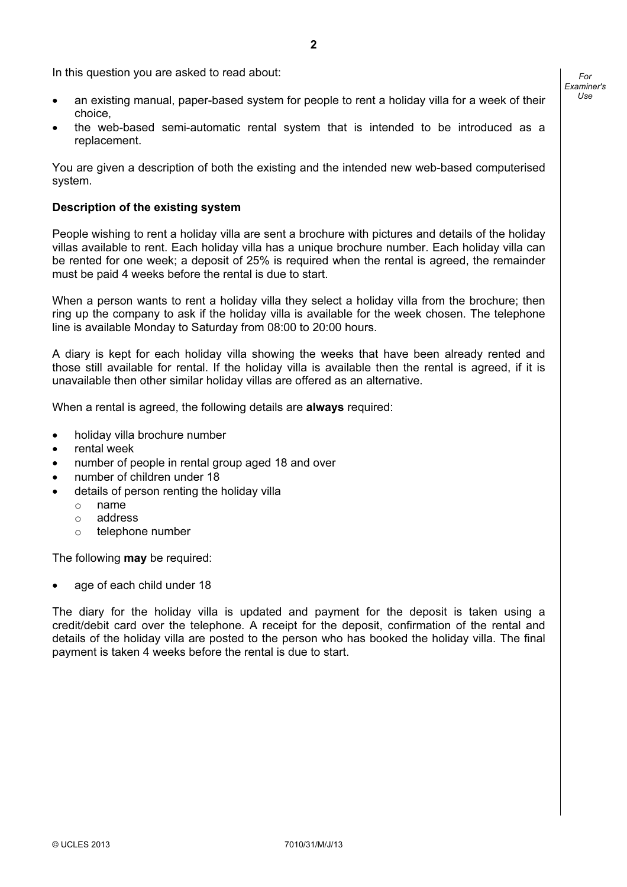In this question you are asked to read about:

- an existing manual, paper-based system for people to rent a holiday villa for a week of their choice,
- the web-based semi-automatic rental system that is intended to be introduced as a replacement.

You are given a description of both the existing and the intended new web-based computerised system.

**Description of the existing system**

People wishing to rent a holiday villa are sent a brochure with pictures and details of the holiday villas available to rent. Each holiday villa has a unique brochure number. Each holiday villa can be rented for one week; a deposit of 25% is required when the rental is agreed, the remainder must be paid 4 weeks before the rental is due to start.

When a person wants to rent a holiday villa they select a holiday villa from the brochure; then ring up the company to ask if the holiday villa is available for the week chosen. The telephone line is available Monday to Saturday from 08:00 to 20:00 hours.

A diary is kept for each holiday villa showing the weeks that have been already rented and those still available for rental. If the holiday villa is available then the rental is agreed, if it is unavailable then other similar holiday villas are offered as an alternative.

When a rental is agreed, the following details are **always** required:

- holiday villa brochure number
- rental week
- number of people in rental group aged 18 and over
- number of children under 18
- details of person renting the holiday villa
  - name
  - address
  - telephone number

The following **may** be required:

- age of each child under 18

The diary for the holiday villa is updated and payment for the deposit is taken using a credit/debit card over the telephone. A receipt for the deposit, confirmation of the rental and details of the holiday villa are posted to the person who has booked the holiday villa. The final payment is taken 4 weeks before the rental is due to start.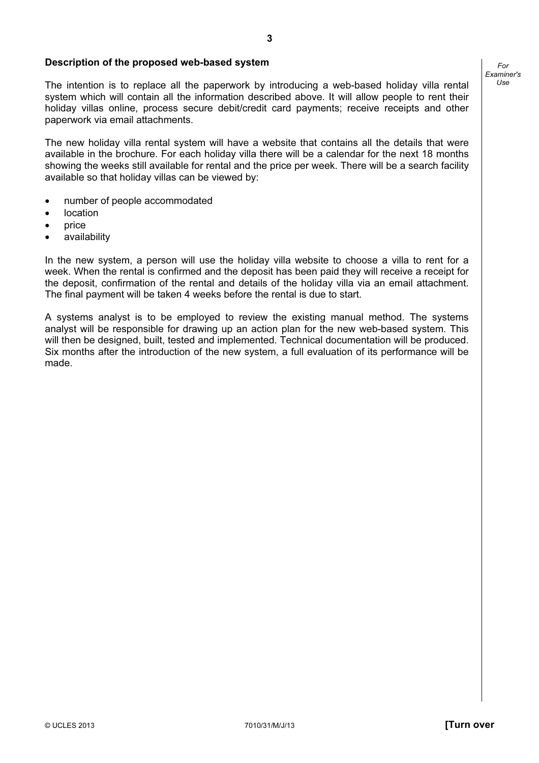**Description of the proposed web-based system**

The intention is to replace all the paperwork by introducing a web-based holiday villa rental system which will contain all the information described above. It will allow people to rent their holiday villas online, process secure debit/credit card payments; receive receipts and other paperwork via email attachments.

The new holiday villa rental system will have a website that contains all the details that were available in the brochure. For each holiday villa there will be a calendar for the next 18 months showing the weeks still available for rental and the price per week. There will be a search facility available so that holiday villas can be viewed by:

- number of people accommodated
- location
- price
- availability

In the new system, a person will use the holiday villa website to choose a villa to rent for a week. When the rental is confirmed and the deposit has been paid they will receive a receipt for the deposit, confirmation of the rental and details of the holiday villa via an email attachment. The final payment will be taken 4 weeks before the rental is due to start.

A systems analyst is to be employed to review the existing manual method. The systems analyst will be responsible for drawing up an action plan for the new web-based system. This will then be designed, built, tested and implemented. Technical documentation will be produced. Six months after the introduction of the new system, a full evaluation of its performance will be made.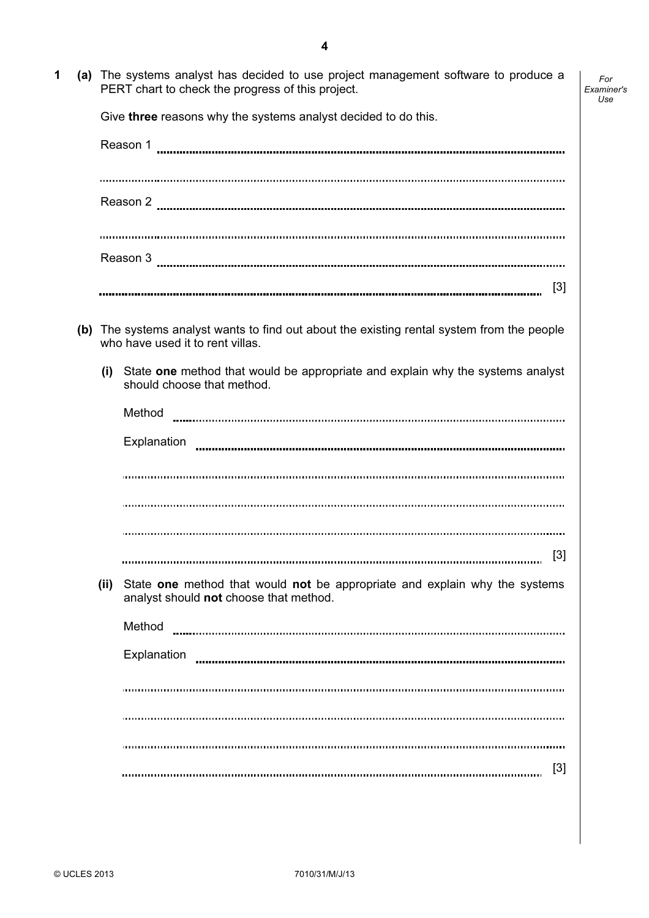**1 (a)** The systems analyst has decided to use project management software to produce a PERT chart to check the progress of this project.

Give **three** reasons why the systems analyst decided to do this.

Reason 1 ..............................................................................................................................

..............................................................................................................................

Reason 2 ..............................................................................................................................

..............................................................................................................................

Reason 3 ..............................................................................................................................

.............................................................................................................................. [3]

**(b)** The systems analyst wants to find out about the existing rental system from the people who have used it to rent villas.

**(i)** State **one** method that would be appropriate and explain why the systems analyst should choose that method.

Method ..............................................................................................................................

Explanation ..............................................................................................................................

..............................................................................................................................

..............................................................................................................................

..............................................................................................................................

.............................................................................................................................. [3]

**(ii)** State **one** method that would **not** be appropriate and explain why the systems analyst should **not** choose that method.

Method ..............................................................................................................................

Explanation ..............................................................................................................................

..............................................................................................................................

..............................................................................................................................

..............................................................................................................................

.............................................................................................................................. [3]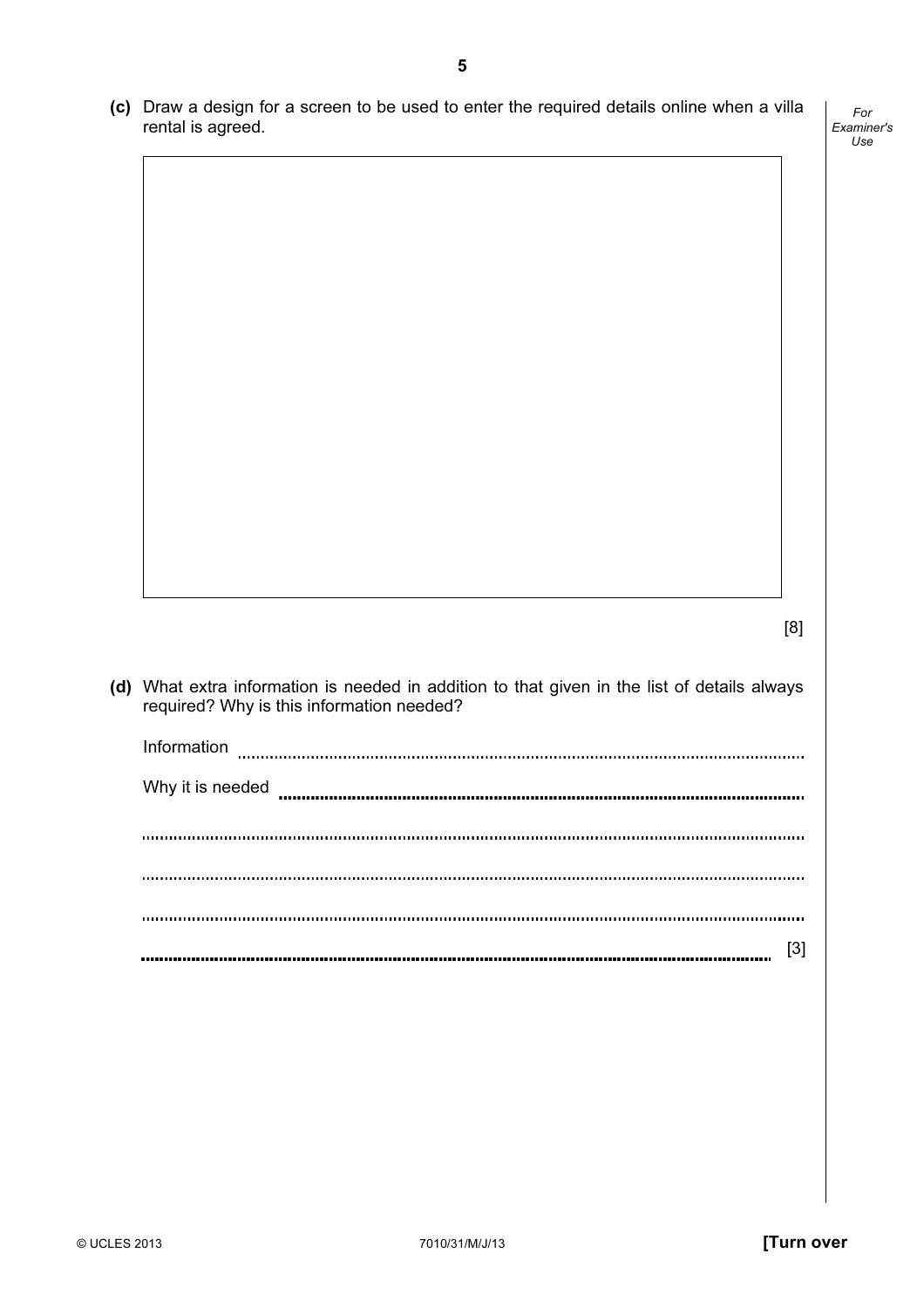**(c)** Draw a design for a screen to be used to enter the required details online when a villa rental is agreed.

[8]

**(d)** What extra information is needed in addition to that given in the list of details always required? Why is this information needed?

Information ..................................................................................................................

Why it is needed ..........................................................................................................

..................................................................................................................................

..................................................................................................................................

..................................................................................................................................

.................................................................................................................................. [3]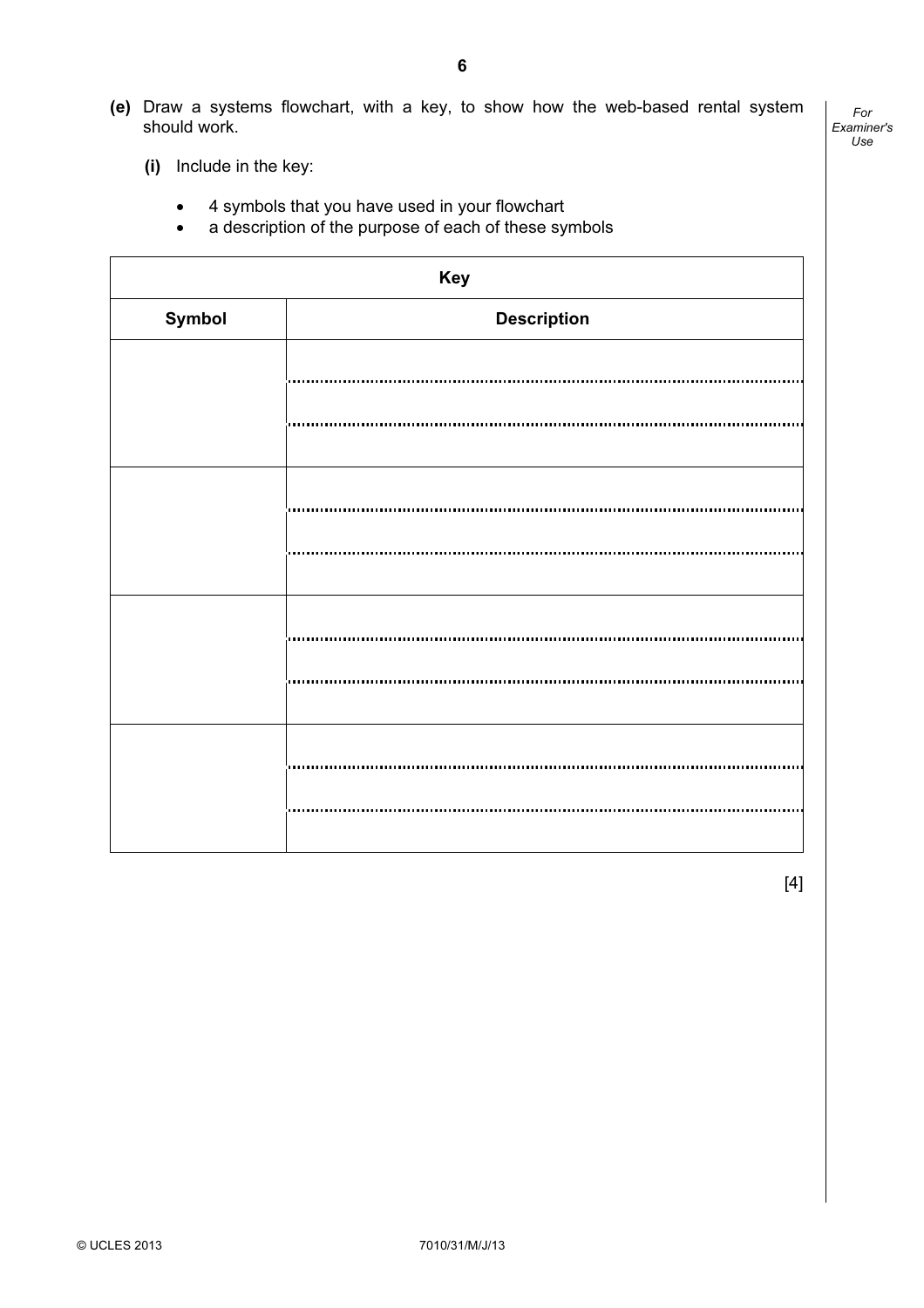**(e)** Draw a systems flowchart, with a key, to show how the web-based rental system should work.

**(i)** Include in the key:

- 4 symbols that you have used in your flowchart
- a description of the purpose of each of these symbols

| Key | |
|---|---|
| **Symbol** | **Description** |
| | |
| | |
| | |
| | |

[4]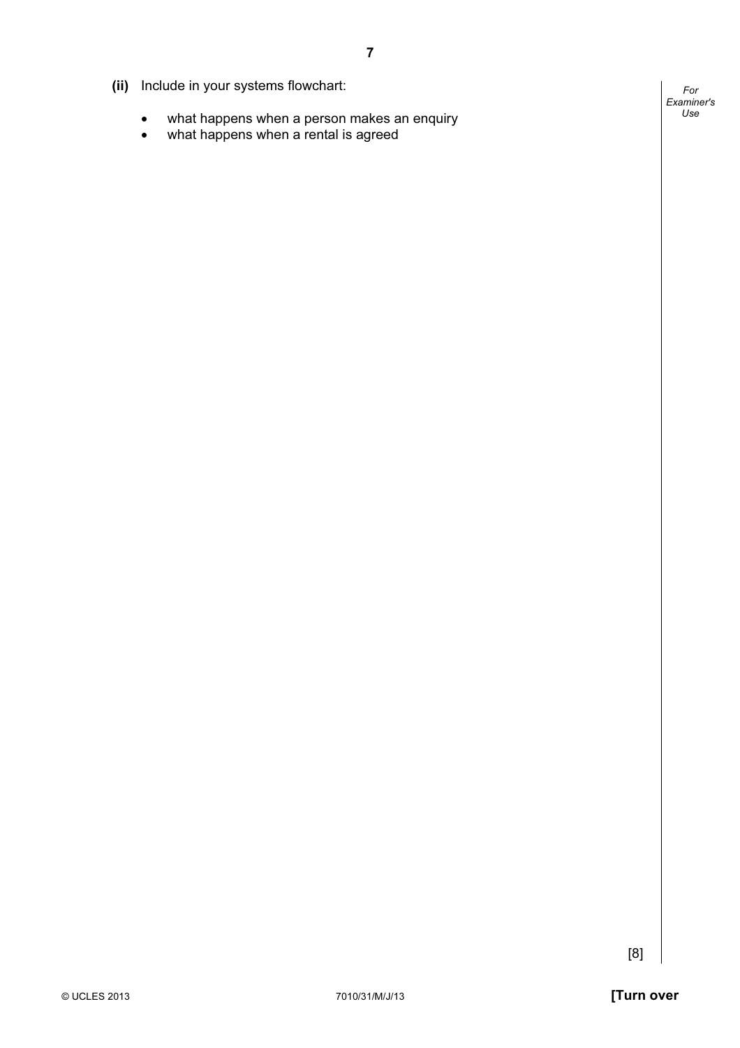**(ii)** Include in your systems flowchart:

- what happens when a person makes an enquiry
- what happens when a rental is agreed

[8]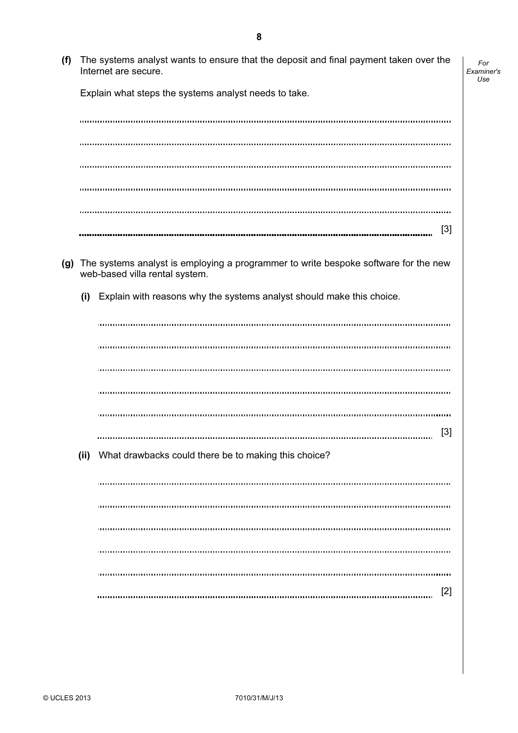**(f)** The systems analyst wants to ensure that the deposit and final payment taken over the Internet are secure.

Explain what steps the systems analyst needs to take.

..........................................................................................................................................

..........................................................................................................................................

..........................................................................................................................................

..........................................................................................................................................

..........................................................................................................................................

.................................................................................................................................... [3]

**(g)** The systems analyst is employing a programmer to write bespoke software for the new web-based villa rental system.

**(i)** Explain with reasons why the systems analyst should make this choice.

..........................................................................................................................................

..........................................................................................................................................

..........................................................................................................................................

..........................................................................................................................................

..........................................................................................................................................

.................................................................................................................................... [3]

**(ii)** What drawbacks could there be to making this choice?

..........................................................................................................................................

..........................................................................................................................................

..........................................................................................................................................

..........................................................................................................................................

..........................................................................................................................................

.................................................................................................................................... [2]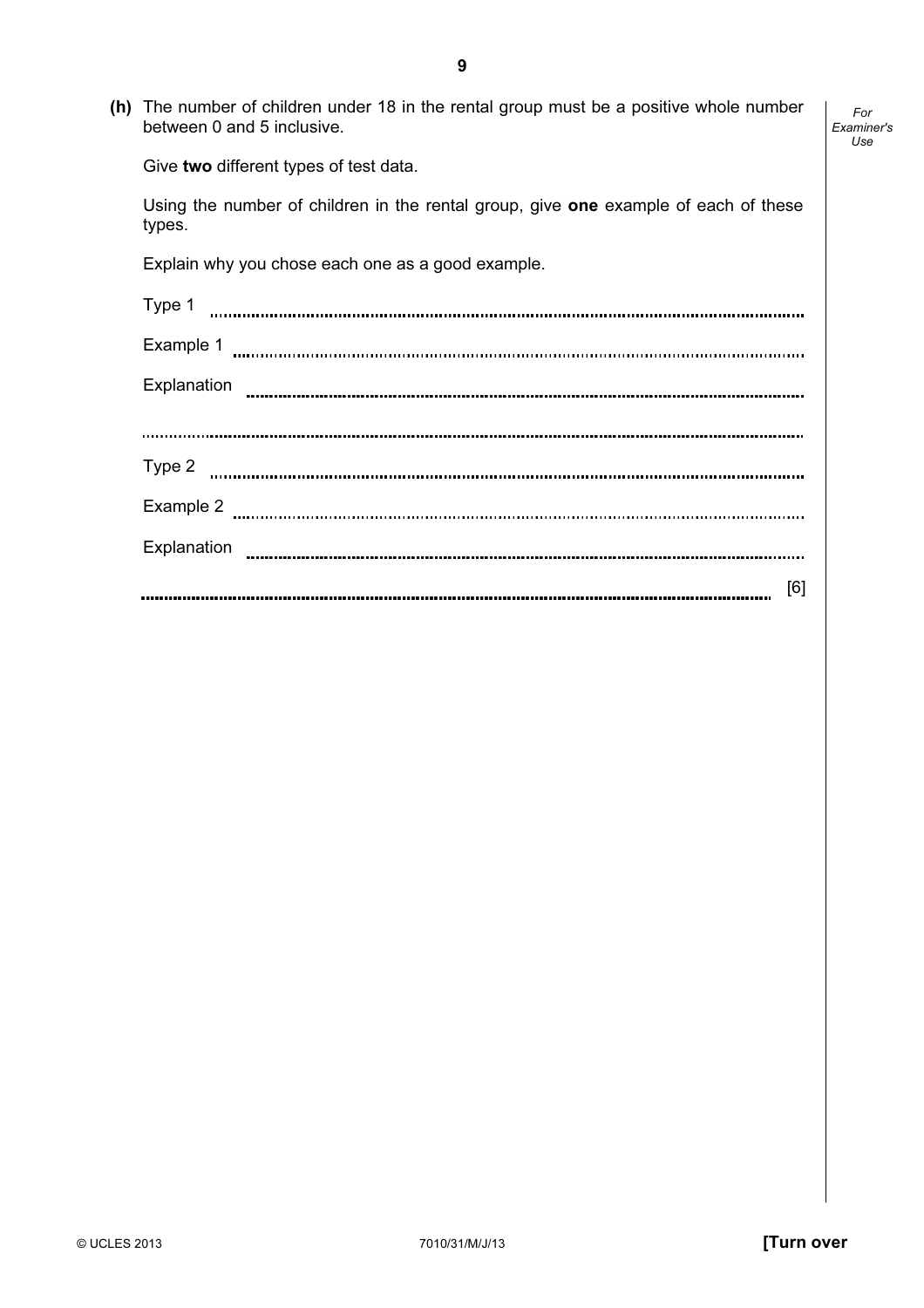**(h)** The number of children under 18 in the rental group must be a positive whole number between 0 and 5 inclusive.

Give **two** different types of test data.

Using the number of children in the rental group, give **one** example of each of these types.

Explain why you chose each one as a good example.

Type 1 ........................................................................................................................

Example 1 ..................................................................................................................

Explanation ................................................................................................................

......................................................................................................................................

Type 2 ........................................................................................................................

Example 2 ..................................................................................................................

Explanation ................................................................................................................

...................................................................................................................................... [6]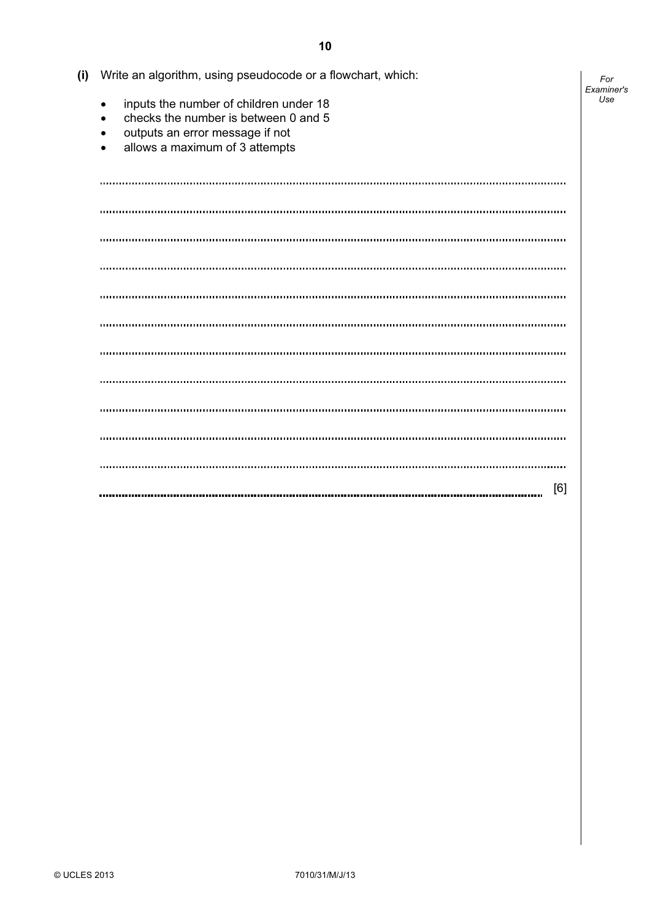(i) Write an algorithm, using pseudocode or a flowchart, which:

- inputs the number of children under 18
- checks the number is between 0 and 5
- outputs an error message if not
- allows a maximum of 3 attempts

[6]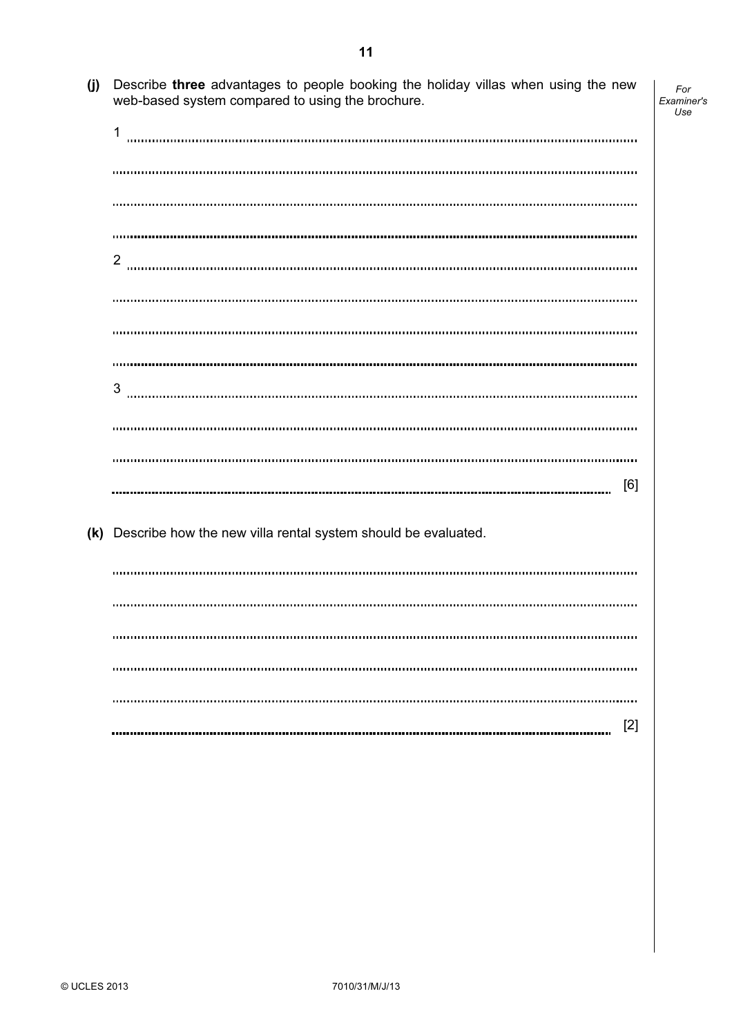**(j)** Describe **three** advantages to people booking the holiday villas when using the new web-based system compared to using the brochure.

1 ..........................................................................................................................................

..........................................................................................................................................

..........................................................................................................................................

..........................................................................................................................................

2 ..........................................................................................................................................

..........................................................................................................................................

..........................................................................................................................................

..........................................................................................................................................

3 ..........................................................................................................................................

..........................................................................................................................................

..........................................................................................................................................

.......................................................................................................................................... [6]

**(k)** Describe how the new villa rental system should be evaluated.

..........................................................................................................................................

..........................................................................................................................................

..........................................................................................................................................

..........................................................................................................................................

..........................................................................................................................................

.......................................................................................................................................... [2]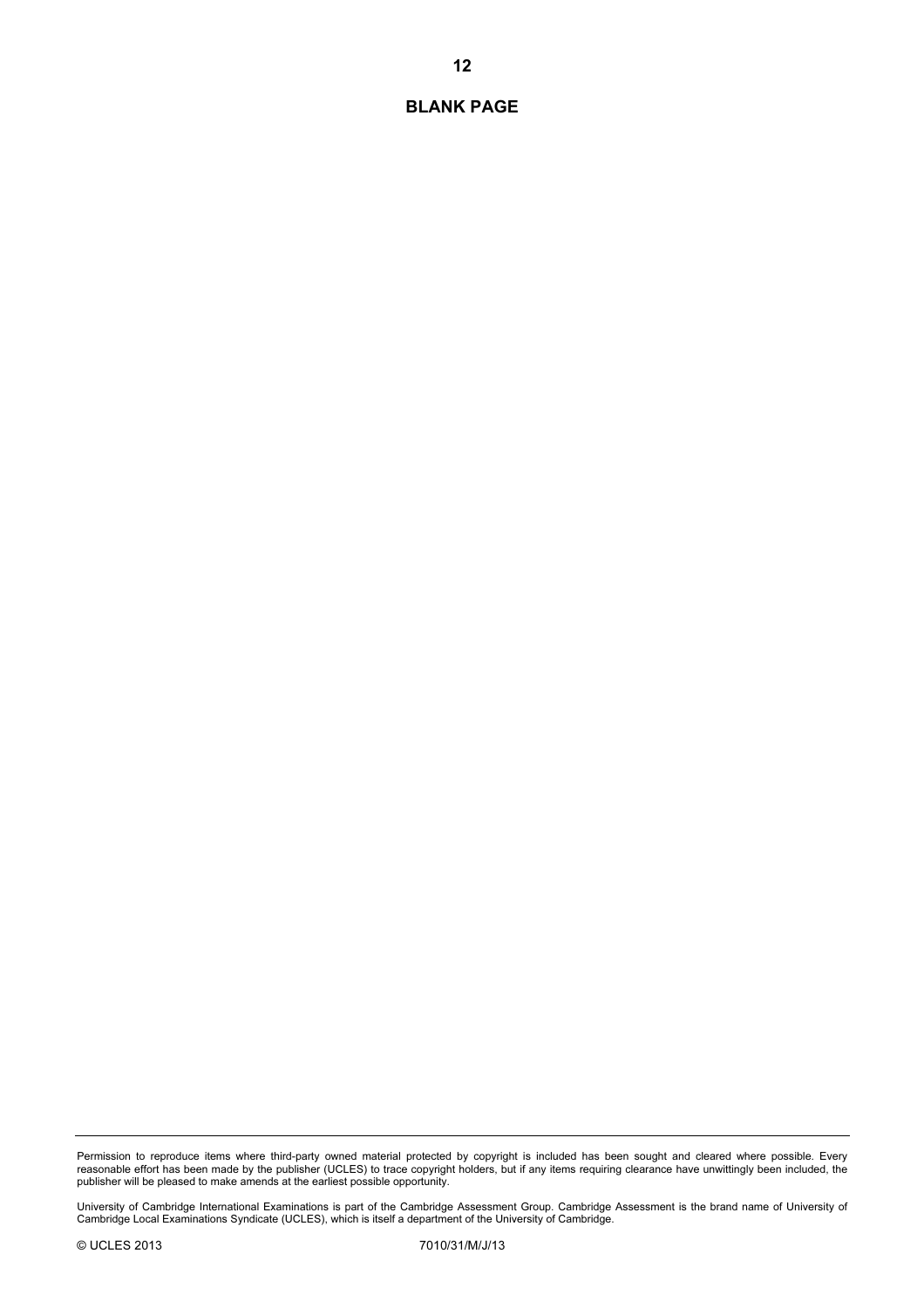**BLANK PAGE**

Permission to reproduce items where third-party owned material protected by copyright is included has been sought and cleared where possible. Every reasonable effort has been made by the publisher (UCLES) to trace copyright holders, but if any items requiring clearance have unwittingly been included, the publisher will be pleased to make amends at the earliest possible opportunity.

University of Cambridge International Examinations is part of the Cambridge Assessment Group. Cambridge Assessment is the brand name of University of Cambridge Local Examinations Syndicate (UCLES), which is itself a department of the University of Cambridge.